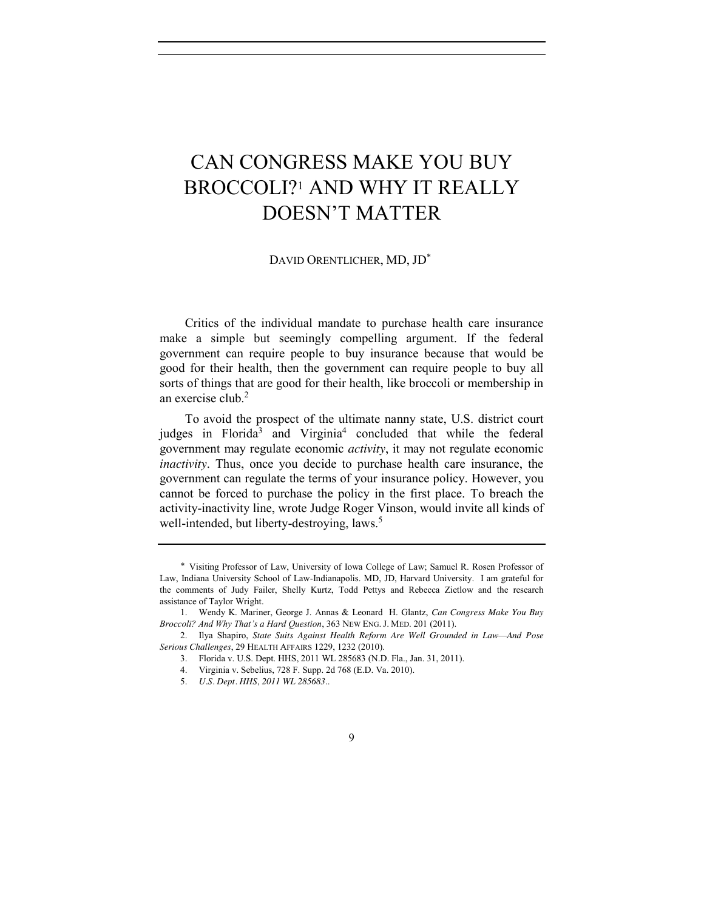# CAN CONGRESS MAKE YOU BUY BROCCOLI?[1] AND WHY IT REALLY DOESN'T MATTER

DAVID ORENTLICHER, MD, JD[*]

Critics of the individual mandate to purchase health care insurance make a simple but seemingly compelling argument. If the federal government can require people to buy insurance because that would be good for their health, then the government can require people to buy all sorts of things that are good for their health, like broccoli or membership in an exercise club.[2]

To avoid the prospect of the ultimate nanny state, U.S. district court judges in Florida[3] and Virginia[4] concluded that while the federal government may regulate economic *activity*, it may not regulate economic *inactivity*. Thus, once you decide to purchase health care insurance, the government can regulate the terms of your insurance policy. However, you cannot be forced to purchase the policy in the first place. To breach the activity-inactivity line, wrote Judge Roger Vinson, would invite all kinds of well-intended, but liberty-destroying, laws.[5]

---

[*] Visiting Professor of Law, University of Iowa College of Law; Samuel R. Rosen Professor of Law, Indiana University School of Law-Indianapolis. MD, JD, Harvard University. I am grateful for the comments of Judy Failer, Shelly Kurtz, Todd Pettys and Rebecca Zietlow and the research assistance of Taylor Wright.

1. Wendy K. Mariner, George J. Annas & Leonard H. Glantz, *Can Congress Make You Buy Broccoli? And Why That's a Hard Question*, 363 NEW ENG. J. MED. 201 (2011).

2. Ilya Shapiro, *State Suits Against Health Reform Are Well Grounded in Law—And Pose Serious Challenges*, 29 HEALTH AFFAIRS 1229, 1232 (2010).

3. Florida v. U.S. Dept. HHS, 2011 WL 285683 (N.D. Fla., Jan. 31, 2011).

4. Virginia v. Sebelius, 728 F. Supp. 2d 768 (E.D. Va. 2010).

5. *U.S. Dept. HHS, 2011 WL 285683*..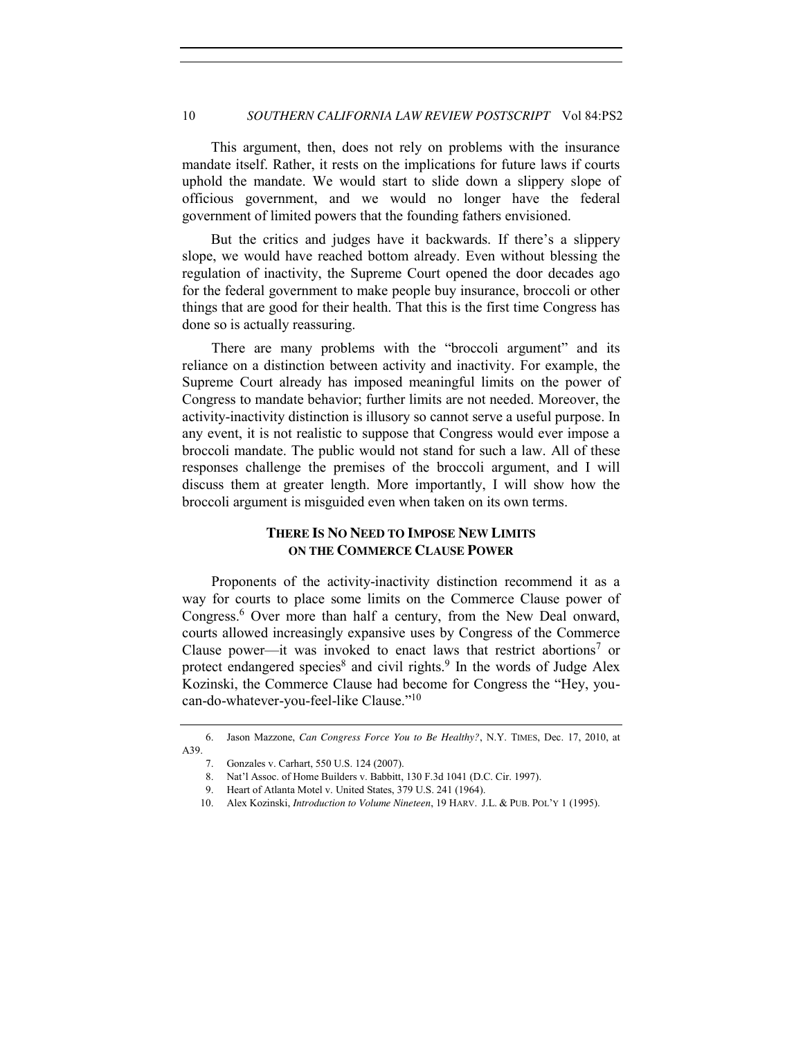This argument, then, does not rely on problems with the insurance mandate itself. Rather, it rests on the implications for future laws if courts uphold the mandate. We would start to slide down a slippery slope of officious government, and we would no longer have the federal government of limited powers that the founding fathers envisioned.

But the critics and judges have it backwards. If there's a slippery slope, we would have reached bottom already. Even without blessing the regulation of inactivity, the Supreme Court opened the door decades ago for the federal government to make people buy insurance, broccoli or other things that are good for their health. That this is the first time Congress has done so is actually reassuring.

There are many problems with the "broccoli argument" and its reliance on a distinction between activity and inactivity. For example, the Supreme Court already has imposed meaningful limits on the power of Congress to mandate behavior; further limits are not needed. Moreover, the activity-inactivity distinction is illusory so cannot serve a useful purpose. In any event, it is not realistic to suppose that Congress would ever impose a broccoli mandate. The public would not stand for such a law. All of these responses challenge the premises of the broccoli argument, and I will discuss them at greater length. More importantly, I will show how the broccoli argument is misguided even when taken on its own terms.

## THERE IS NO NEED TO IMPOSE NEW LIMITS ON THE COMMERCE CLAUSE POWER

Proponents of the activity-inactivity distinction recommend it as a way for courts to place some limits on the Commerce Clause power of Congress.[6] Over more than half a century, from the New Deal onward, courts allowed increasingly expansive uses by Congress of the Commerce Clause power—it was invoked to enact laws that restrict abortions[7] or protect endangered species[8] and civil rights.[9] In the words of Judge Alex Kozinski, the Commerce Clause had become for Congress the "Hey, you-can-do-whatever-you-feel-like Clause."[10]

---

6. Jason Mazzone, *Can Congress Force You to Be Healthy?*, N.Y. TIMES, Dec. 17, 2010, at A39.

7. Gonzales v. Carhart, 550 U.S. 124 (2007).

8. Nat'l Assoc. of Home Builders v. Babbitt, 130 F.3d 1041 (D.C. Cir. 1997).

9. Heart of Atlanta Motel v. United States, 379 U.S. 241 (1964).

10. Alex Kozinski, *Introduction to Volume Nineteen*, 19 HARV. J.L. & PUB. POL'Y 1 (1995).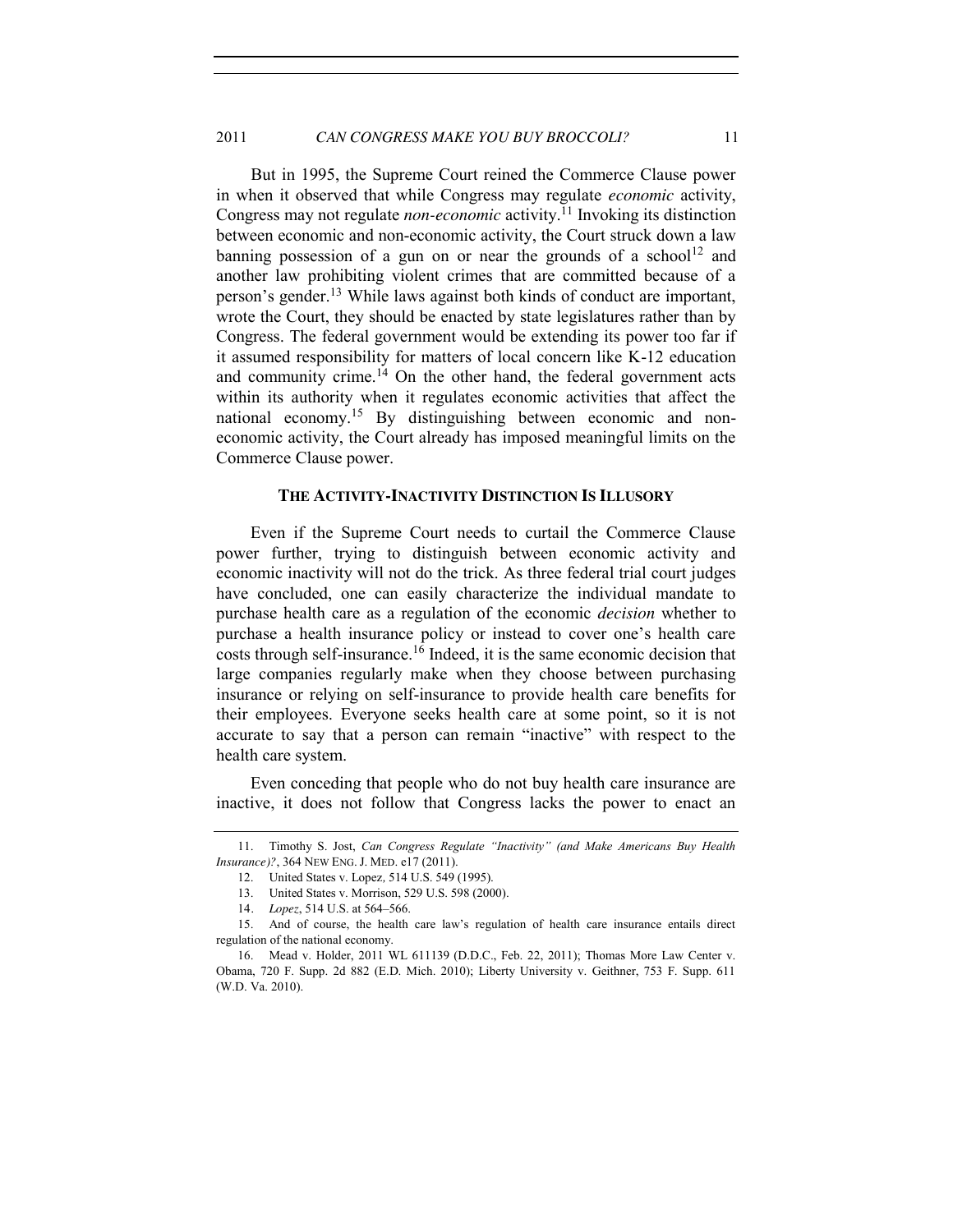But in 1995, the Supreme Court reined the Commerce Clause power in when it observed that while Congress may regulate *economic* activity, Congress may not regulate *non-economic* activity.[11] Invoking its distinction between economic and non-economic activity, the Court struck down a law banning possession of a gun on or near the grounds of a school[12] and another law prohibiting violent crimes that are committed because of a person's gender.[13] While laws against both kinds of conduct are important, wrote the Court, they should be enacted by state legislatures rather than by Congress. The federal government would be extending its power too far if it assumed responsibility for matters of local concern like K-12 education and community crime.[14] On the other hand, the federal government acts within its authority when it regulates economic activities that affect the national economy.[15] By distinguishing between economic and non-economic activity, the Court already has imposed meaningful limits on the Commerce Clause power.

## THE ACTIVITY-INACTIVITY DISTINCTION IS ILLUSORY

Even if the Supreme Court needs to curtail the Commerce Clause power further, trying to distinguish between economic activity and economic inactivity will not do the trick. As three federal trial court judges have concluded, one can easily characterize the individual mandate to purchase health care as a regulation of the economic *decision* whether to purchase a health insurance policy or instead to cover one's health care costs through self-insurance.[16] Indeed, it is the same economic decision that large companies regularly make when they choose between purchasing insurance or relying on self-insurance to provide health care benefits for their employees. Everyone seeks health care at some point, so it is not accurate to say that a person can remain "inactive" with respect to the health care system.

Even conceding that people who do not buy health care insurance are inactive, it does not follow that Congress lacks the power to enact an

---

11. Timothy S. Jost, *Can Congress Regulate "Inactivity" (and Make Americans Buy Health Insurance)?*, 364 NEW ENG. J. MED. e17 (2011).

12. United States v. Lopez, 514 U.S. 549 (1995).

13. United States v. Morrison, 529 U.S. 598 (2000).

14. *Lopez*, 514 U.S. at 564–566.

15. And of course, the health care law's regulation of health care insurance entails direct regulation of the national economy.

16. Mead v. Holder, 2011 WL 611139 (D.D.C., Feb. 22, 2011); Thomas More Law Center v. Obama, 720 F. Supp. 2d 882 (E.D. Mich. 2010); Liberty University v. Geithner, 753 F. Supp. 611 (W.D. Va. 2010).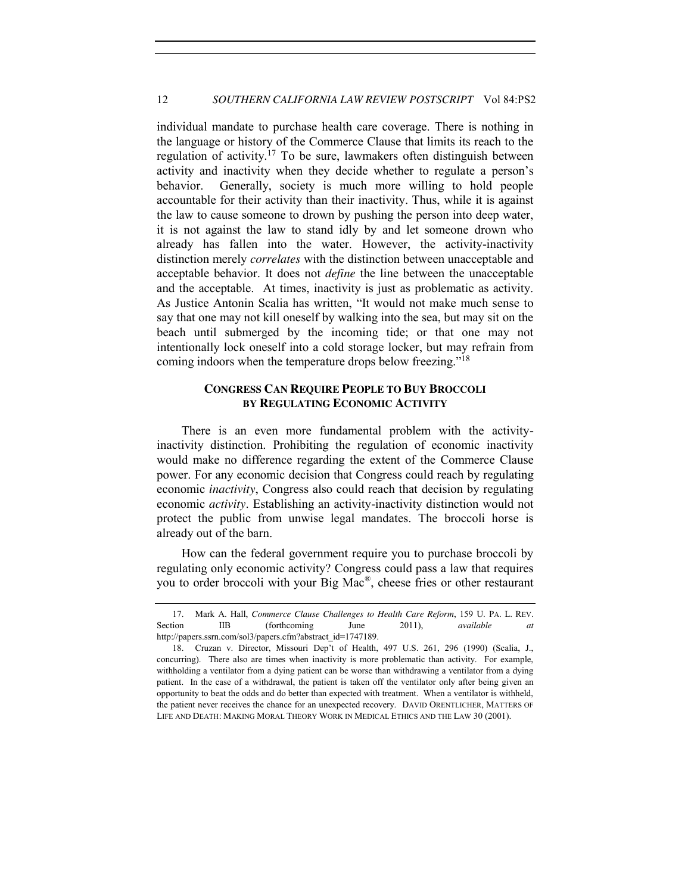individual mandate to purchase health care coverage. There is nothing in the language or history of the Commerce Clause that limits its reach to the regulation of activity.[17] To be sure, lawmakers often distinguish between activity and inactivity when they decide whether to regulate a person's behavior. Generally, society is much more willing to hold people accountable for their activity than their inactivity. Thus, while it is against the law to cause someone to drown by pushing the person into deep water, it is not against the law to stand idly by and let someone drown who already has fallen into the water. However, the activity-inactivity distinction merely *correlates* with the distinction between unacceptable and acceptable behavior. It does not *define* the line between the unacceptable and the acceptable. At times, inactivity is just as problematic as activity. As Justice Antonin Scalia has written, "It would not make much sense to say that one may not kill oneself by walking into the sea, but may sit on the beach until submerged by the incoming tide; or that one may not intentionally lock oneself into a cold storage locker, but may refrain from coming indoors when the temperature drops below freezing."[18]

## CONGRESS CAN REQUIRE PEOPLE TO BUY BROCCOLI BY REGULATING ECONOMIC ACTIVITY

There is an even more fundamental problem with the activity-inactivity distinction. Prohibiting the regulation of economic inactivity would make no difference regarding the extent of the Commerce Clause power. For any economic decision that Congress could reach by regulating economic *inactivity*, Congress also could reach that decision by regulating economic *activity*. Establishing an activity-inactivity distinction would not protect the public from unwise legal mandates. The broccoli horse is already out of the barn.

How can the federal government require you to purchase broccoli by regulating only economic activity? Congress could pass a law that requires you to order broccoli with your Big Mac®, cheese fries or other restaurant

---

17. Mark A. Hall, *Commerce Clause Challenges to Health Care Reform*, 159 U. PA. L. REV. Section IIB (forthcoming June 2011), *available at* http://papers.ssrn.com/sol3/papers.cfm?abstract_id=1747189.

18. Cruzan v. Director, Missouri Dep't of Health, 497 U.S. 261, 296 (1990) (Scalia, J., concurring). There also are times when inactivity is more problematic than activity. For example, withholding a ventilator from a dying patient can be worse than withdrawing a ventilator from a dying patient. In the case of a withdrawal, the patient is taken off the ventilator only after being given an opportunity to beat the odds and do better than expected with treatment. When a ventilator is withheld, the patient never receives the chance for an unexpected recovery. DAVID ORENTLICHER, MATTERS OF LIFE AND DEATH: MAKING MORAL THEORY WORK IN MEDICAL ETHICS AND THE LAW 30 (2001).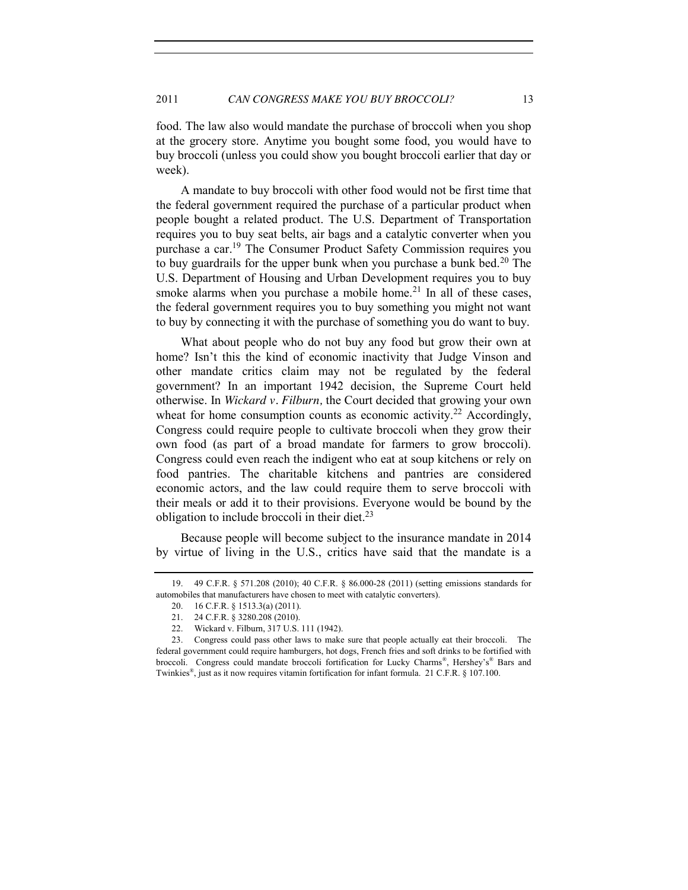food. The law also would mandate the purchase of broccoli when you shop at the grocery store. Anytime you bought some food, you would have to buy broccoli (unless you could show you bought broccoli earlier that day or week).

A mandate to buy broccoli with other food would not be first time that the federal government required the purchase of a particular product when people bought a related product. The U.S. Department of Transportation requires you to buy seat belts, air bags and a catalytic converter when you purchase a car.[19] The Consumer Product Safety Commission requires you to buy guardrails for the upper bunk when you purchase a bunk bed.[20] The U.S. Department of Housing and Urban Development requires you to buy smoke alarms when you purchase a mobile home.[21] In all of these cases, the federal government requires you to buy something you might not want to buy by connecting it with the purchase of something you do want to buy.

What about people who do not buy any food but grow their own at home? Isn't this the kind of economic inactivity that Judge Vinson and other mandate critics claim may not be regulated by the federal government? In an important 1942 decision, the Supreme Court held otherwise. In *Wickard v. Filburn*, the Court decided that growing your own wheat for home consumption counts as economic activity.[22] Accordingly, Congress could require people to cultivate broccoli when they grow their own food (as part of a broad mandate for farmers to grow broccoli). Congress could even reach the indigent who eat at soup kitchens or rely on food pantries. The charitable kitchens and pantries are considered economic actors, and the law could require them to serve broccoli with their meals or add it to their provisions. Everyone would be bound by the obligation to include broccoli in their diet.[23]

Because people will become subject to the insurance mandate in 2014 by virtue of living in the U.S., critics have said that the mandate is a

---

19. 49 C.F.R. § 571.208 (2010); 40 C.F.R. § 86.000-28 (2011) (setting emissions standards for automobiles that manufacturers have chosen to meet with catalytic converters).

20. 16 C.F.R. § 1513.3(a) (2011).

21. 24 C.F.R. § 3280.208 (2010).

22. Wickard v. Filburn, 317 U.S. 111 (1942).

23. Congress could pass other laws to make sure that people actually eat their broccoli. The federal government could require hamburgers, hot dogs, French fries and soft drinks to be fortified with broccoli. Congress could mandate broccoli fortification for Lucky Charms®, Hershey's® Bars and Twinkies®, just as it now requires vitamin fortification for infant formula. 21 C.F.R. § 107.100.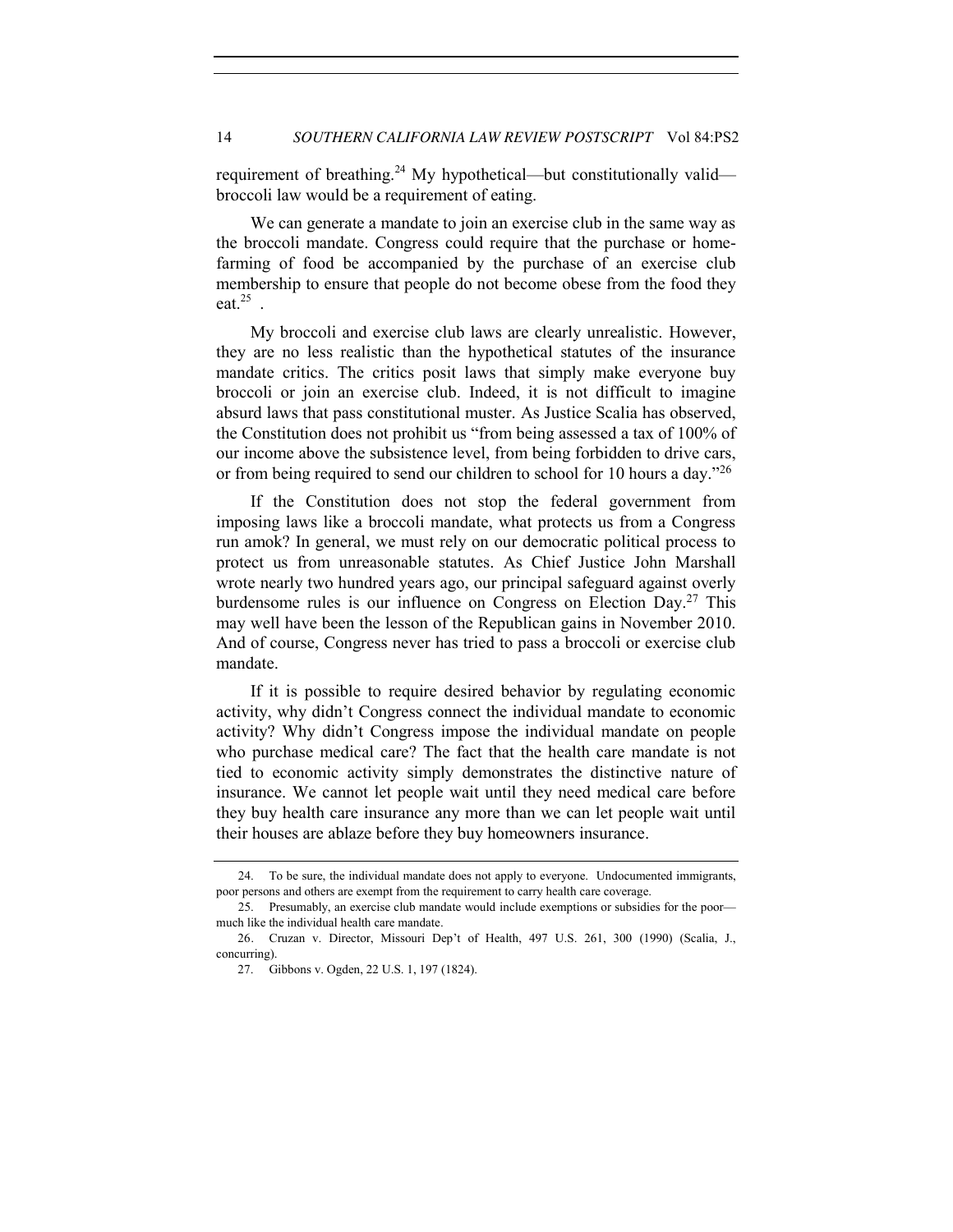requirement of breathing.[24] My hypothetical—but constitutionally valid—broccoli law would be a requirement of eating.

We can generate a mandate to join an exercise club in the same way as the broccoli mandate. Congress could require that the purchase or home-farming of food be accompanied by the purchase of an exercise club membership to ensure that people do not become obese from the food they eat.[25] .

My broccoli and exercise club laws are clearly unrealistic. However, they are no less realistic than the hypothetical statutes of the insurance mandate critics. The critics posit laws that simply make everyone buy broccoli or join an exercise club. Indeed, it is not difficult to imagine absurd laws that pass constitutional muster. As Justice Scalia has observed, the Constitution does not prohibit us "from being assessed a tax of 100% of our income above the subsistence level, from being forbidden to drive cars, or from being required to send our children to school for 10 hours a day."[26]

If the Constitution does not stop the federal government from imposing laws like a broccoli mandate, what protects us from a Congress run amok? In general, we must rely on our democratic political process to protect us from unreasonable statutes. As Chief Justice John Marshall wrote nearly two hundred years ago, our principal safeguard against overly burdensome rules is our influence on Congress on Election Day.[27] This may well have been the lesson of the Republican gains in November 2010. And of course, Congress never has tried to pass a broccoli or exercise club mandate.

If it is possible to require desired behavior by regulating economic activity, why didn't Congress connect the individual mandate to economic activity? Why didn't Congress impose the individual mandate on people who purchase medical care? The fact that the health care mandate is not tied to economic activity simply demonstrates the distinctive nature of insurance. We cannot let people wait until they need medical care before they buy health care insurance any more than we can let people wait until their houses are ablaze before they buy homeowners insurance.

---

24. To be sure, the individual mandate does not apply to everyone. Undocumented immigrants, poor persons and others are exempt from the requirement to carry health care coverage.

25. Presumably, an exercise club mandate would include exemptions or subsidies for the poor—much like the individual health care mandate.

26. Cruzan v. Director, Missouri Dep't of Health, 497 U.S. 261, 300 (1990) (Scalia, J., concurring).

27. Gibbons v. Ogden, 22 U.S. 1, 197 (1824).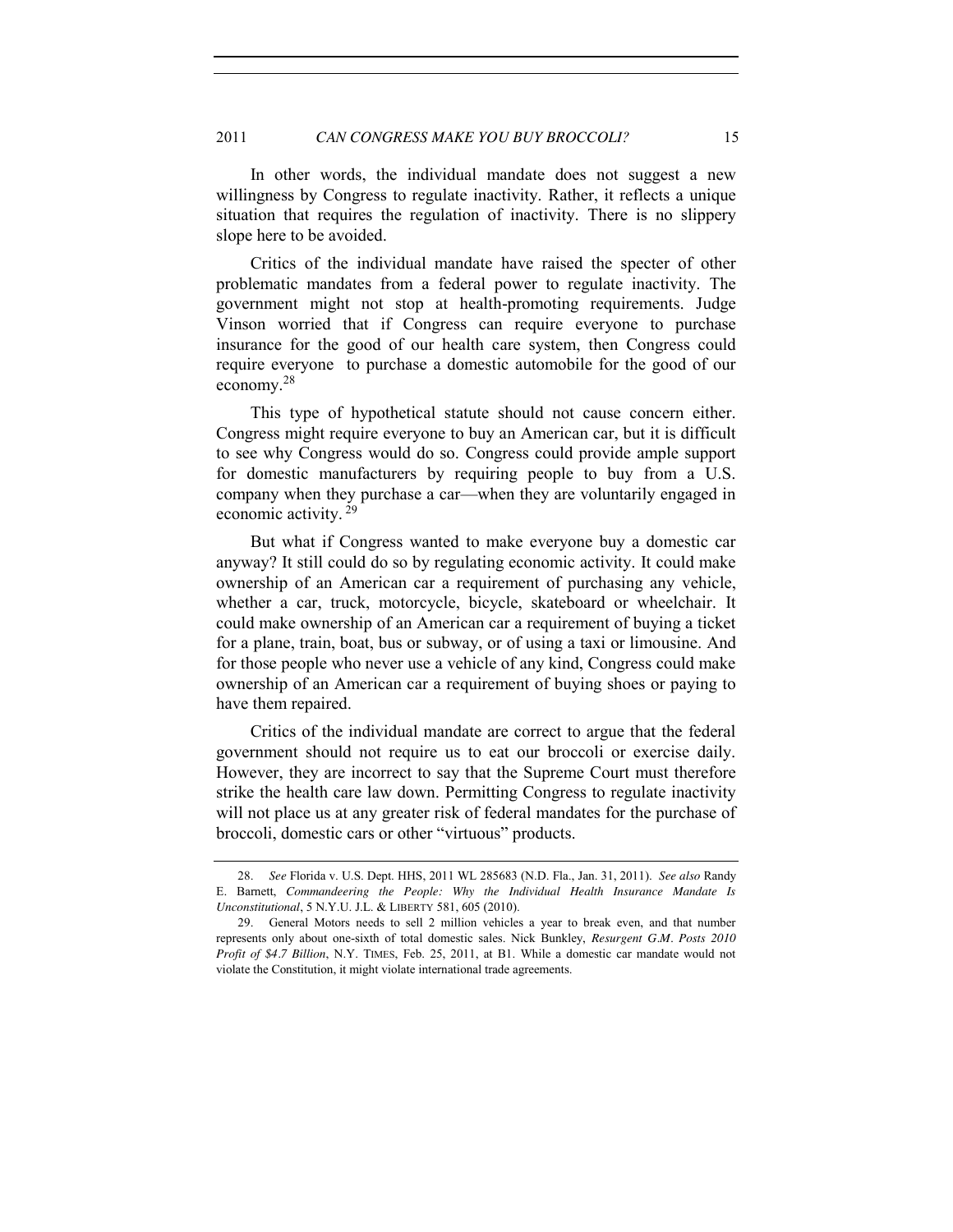In other words, the individual mandate does not suggest a new willingness by Congress to regulate inactivity. Rather, it reflects a unique situation that requires the regulation of inactivity. There is no slippery slope here to be avoided.

Critics of the individual mandate have raised the specter of other problematic mandates from a federal power to regulate inactivity. The government might not stop at health-promoting requirements. Judge Vinson worried that if Congress can require everyone to purchase insurance for the good of our health care system, then Congress could require everyone to purchase a domestic automobile for the good of our economy.[28]

This type of hypothetical statute should not cause concern either. Congress might require everyone to buy an American car, but it is difficult to see why Congress would do so. Congress could provide ample support for domestic manufacturers by requiring people to buy from a U.S. company when they purchase a car—when they are voluntarily engaged in economic activity.[29]

But what if Congress wanted to make everyone buy a domestic car anyway? It still could do so by regulating economic activity. It could make ownership of an American car a requirement of purchasing any vehicle, whether a car, truck, motorcycle, bicycle, skateboard or wheelchair. It could make ownership of an American car a requirement of buying a ticket for a plane, train, boat, bus or subway, or of using a taxi or limousine. And for those people who never use a vehicle of any kind, Congress could make ownership of an American car a requirement of buying shoes or paying to have them repaired.

Critics of the individual mandate are correct to argue that the federal government should not require us to eat our broccoli or exercise daily. However, they are incorrect to say that the Supreme Court must therefore strike the health care law down. Permitting Congress to regulate inactivity will not place us at any greater risk of federal mandates for the purchase of broccoli, domestic cars or other "virtuous" products.

---

28. *See* Florida v. U.S. Dept. HHS, 2011 WL 285683 (N.D. Fla., Jan. 31, 2011). *See also* Randy E. Barnett, *Commandeering the People: Why the Individual Health Insurance Mandate Is Unconstitutional*, 5 N.Y.U. J.L. & LIBERTY 581, 605 (2010).

29. General Motors needs to sell 2 million vehicles a year to break even, and that number represents only about one-sixth of total domestic sales. Nick Bunkley, *Resurgent G.M. Posts 2010 Profit of $4.7 Billion*, N.Y. TIMES, Feb. 25, 2011, at B1. While a domestic car mandate would not violate the Constitution, it might violate international trade agreements.